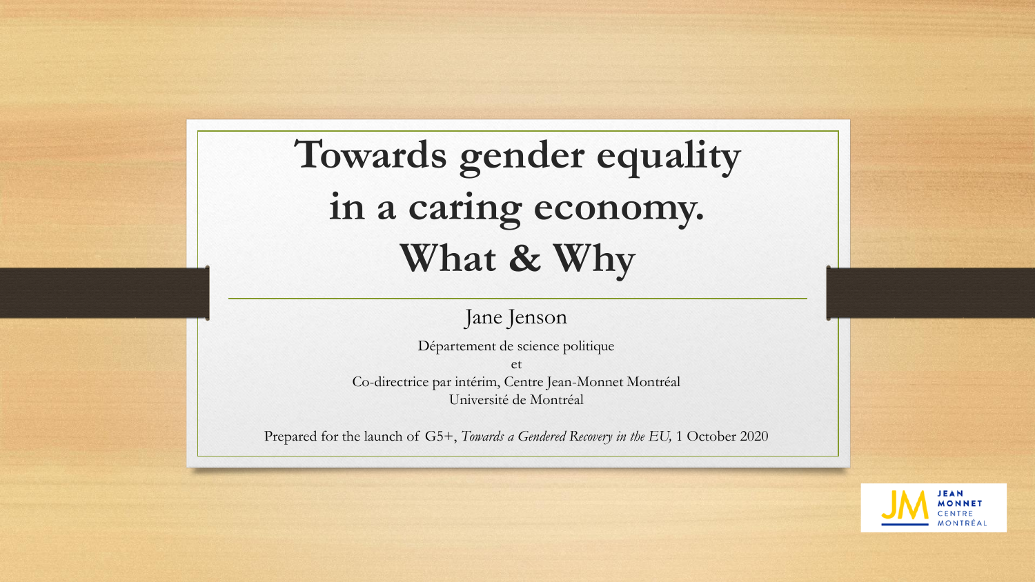# Towards gender equality in a caring economy. What & Why

Jane Jenson

Département de science politique

et

Co-directrice par intérim, Centre Jean-Monnet Montréal

Université de Montréal

Prepared for the launch of G5+, *Towards a Gendered Recovery in the EU,* 1 October 2020

JEAN MONNET CENTRE MONTRÉAL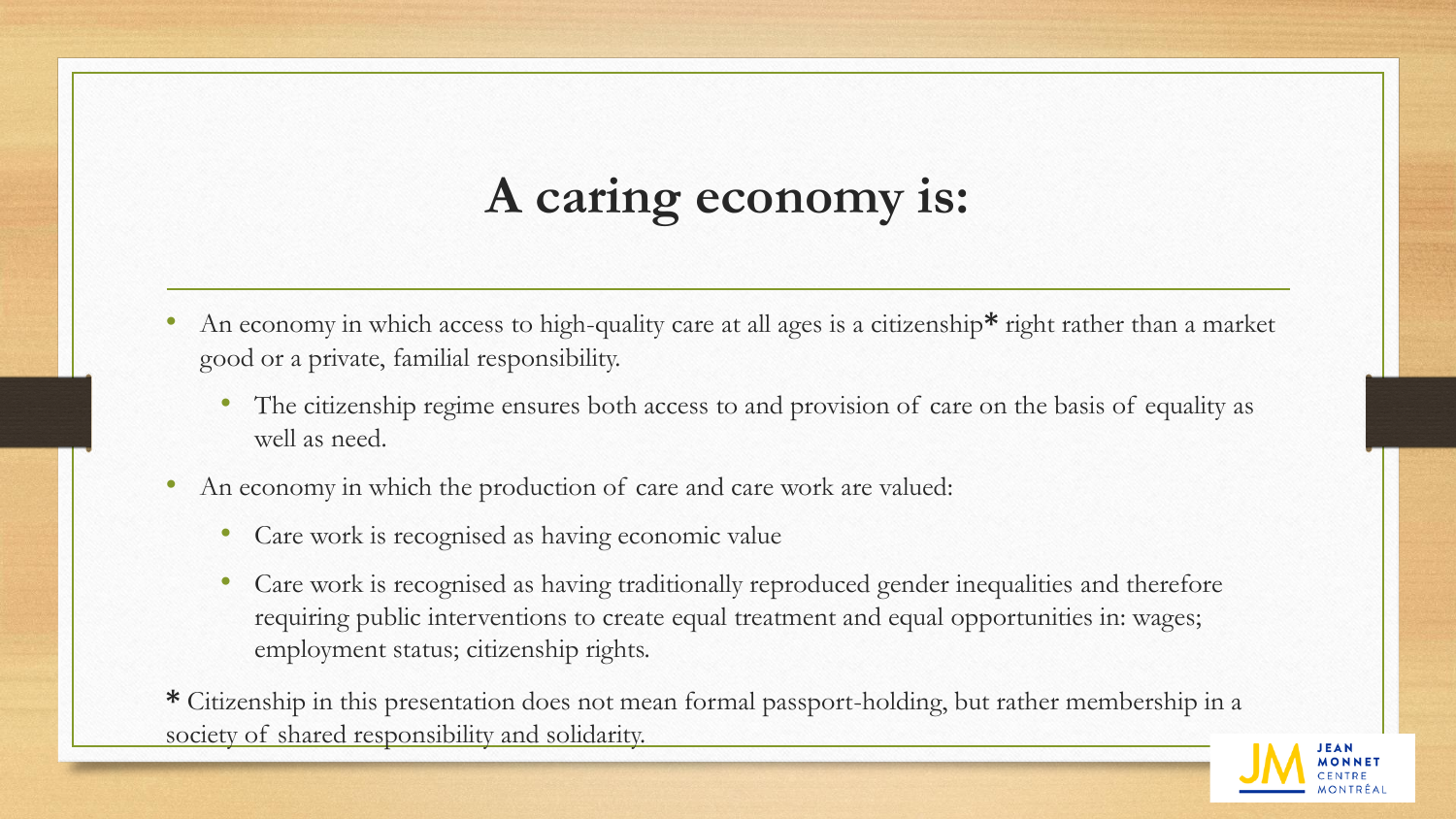# A caring economy is:

- An economy in which access to high-quality care at all ages is a citizenship* right rather than a market good or a private, familial responsibility.
  - The citizenship regime ensures both access to and provision of care on the basis of equality as well as need.
- An economy in which the production of care and care work are valued:
  - Care work is recognised as having economic value
  - Care work is recognised as having traditionally reproduced gender inequalities and therefore requiring public interventions to create equal treatment and equal opportunities in: wages; employment status; citizenship rights.

* Citizenship in this presentation does not mean formal passport-holding, but rather membership in a society of shared responsibility and solidarity.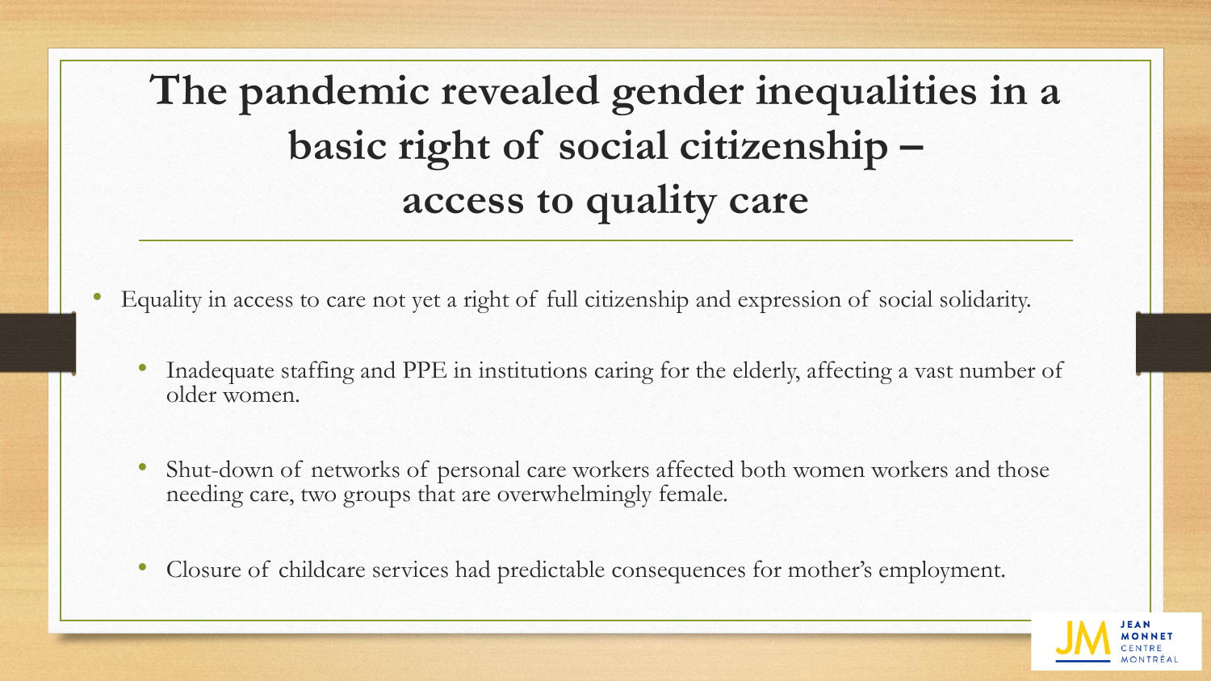# The pandemic revealed gender inequalities in a basic right of social citizenship – access to quality care

- Equality in access to care not yet a right of full citizenship and expression of social solidarity.
  - Inadequate staffing and PPE in institutions caring for the elderly, affecting a vast number of older women.
  - Shut-down of networks of personal care workers affected both women workers and those needing care, two groups that are overwhelmingly female.
  - Closure of childcare services had predictable consequences for mother's employment.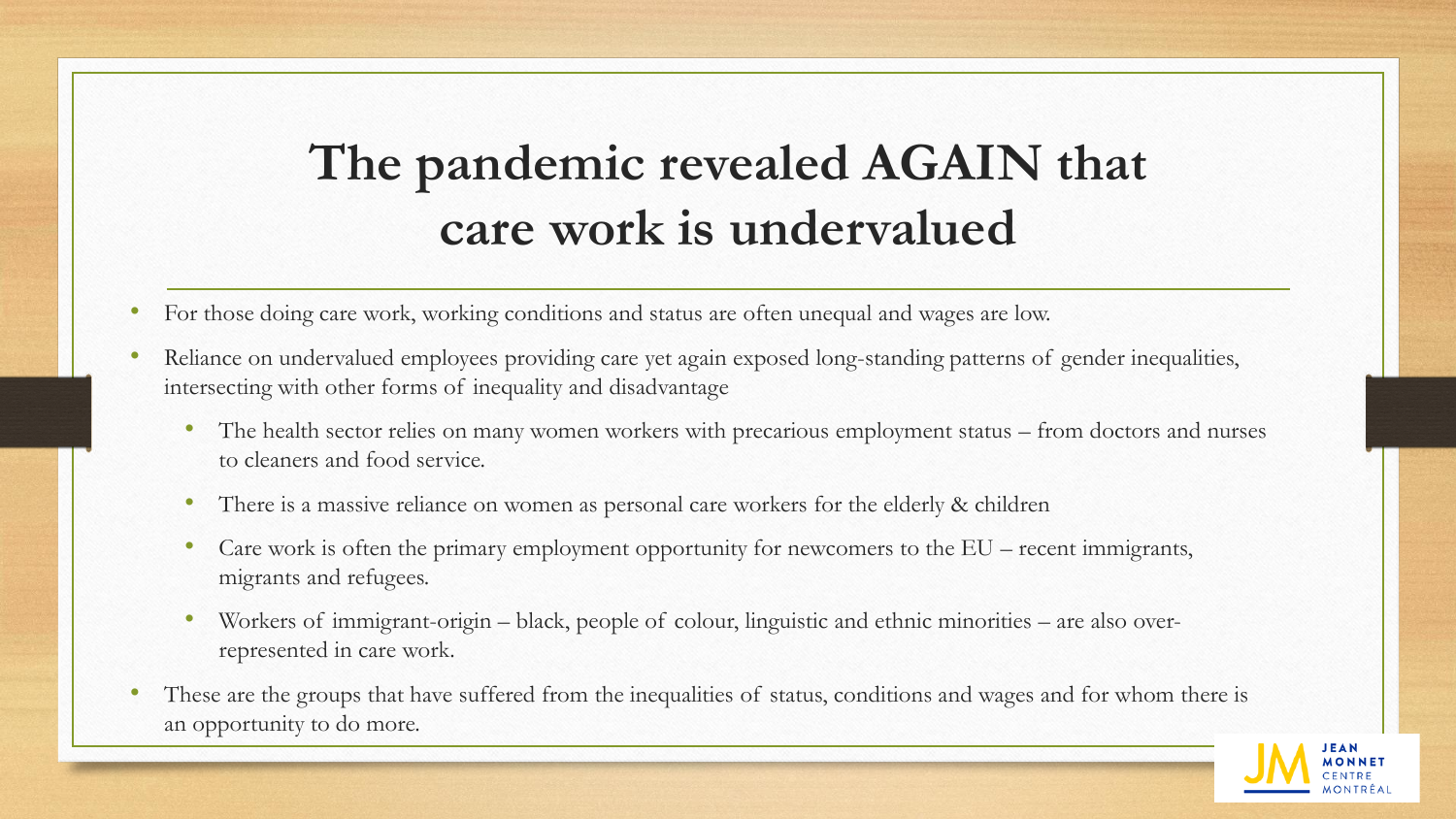# The pandemic revealed AGAIN that care work is undervalued

- For those doing care work, working conditions and status are often unequal and wages are low.
- Reliance on undervalued employees providing care yet again exposed long-standing patterns of gender inequalities, intersecting with other forms of inequality and disadvantage
  - The health sector relies on many women workers with precarious employment status – from doctors and nurses to cleaners and food service.
  - There is a massive reliance on women as personal care workers for the elderly & children
  - Care work is often the primary employment opportunity for newcomers to the EU – recent immigrants, migrants and refugees.
  - Workers of immigrant-origin – black, people of colour, linguistic and ethnic minorities – are also over-represented in care work.
- These are the groups that have suffered from the inequalities of status, conditions and wages and for whom there is an opportunity to do more.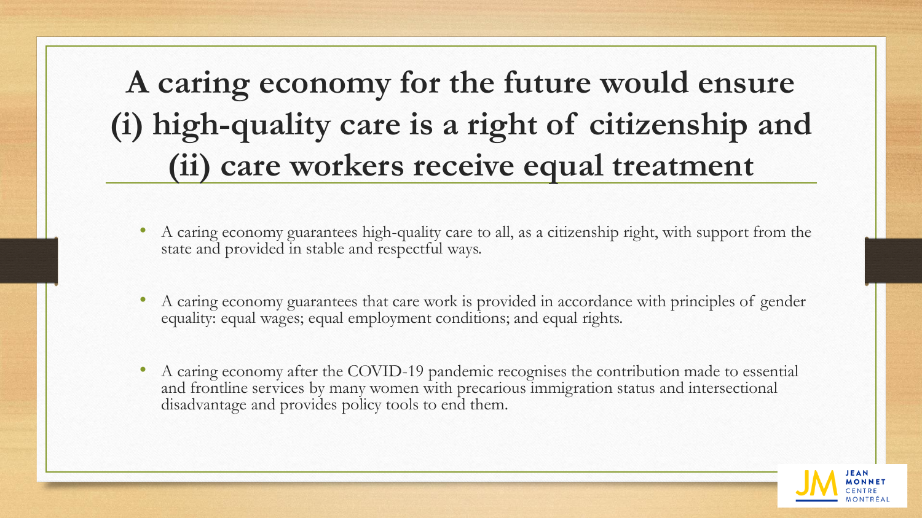# A caring economy for the future would ensure (i) high-quality care is a right of citizenship and (ii) care workers receive equal treatment

- A caring economy guarantees high-quality care to all, as a citizenship right, with support from the state and provided in stable and respectful ways.
- A caring economy guarantees that care work is provided in accordance with principles of gender equality: equal wages; equal employment conditions; and equal rights.
- A caring economy after the COVID-19 pandemic recognises the contribution made to essential and frontline services by many women with precarious immigration status and intersectional disadvantage and provides policy tools to end them.

JEAN MONNET CENTRE MONTRÉAL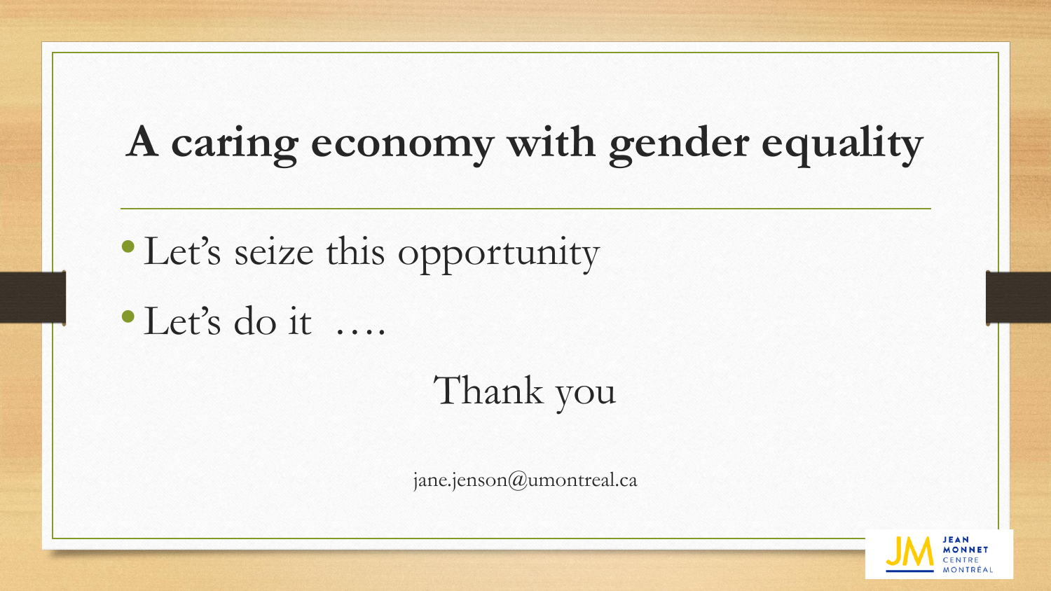# A caring economy with gender equality

- Let's seize this opportunity
- Let's do it ….

Thank you

jane.jenson@umontreal.ca

JEAN MONNET CENTRE MONTRÉAL